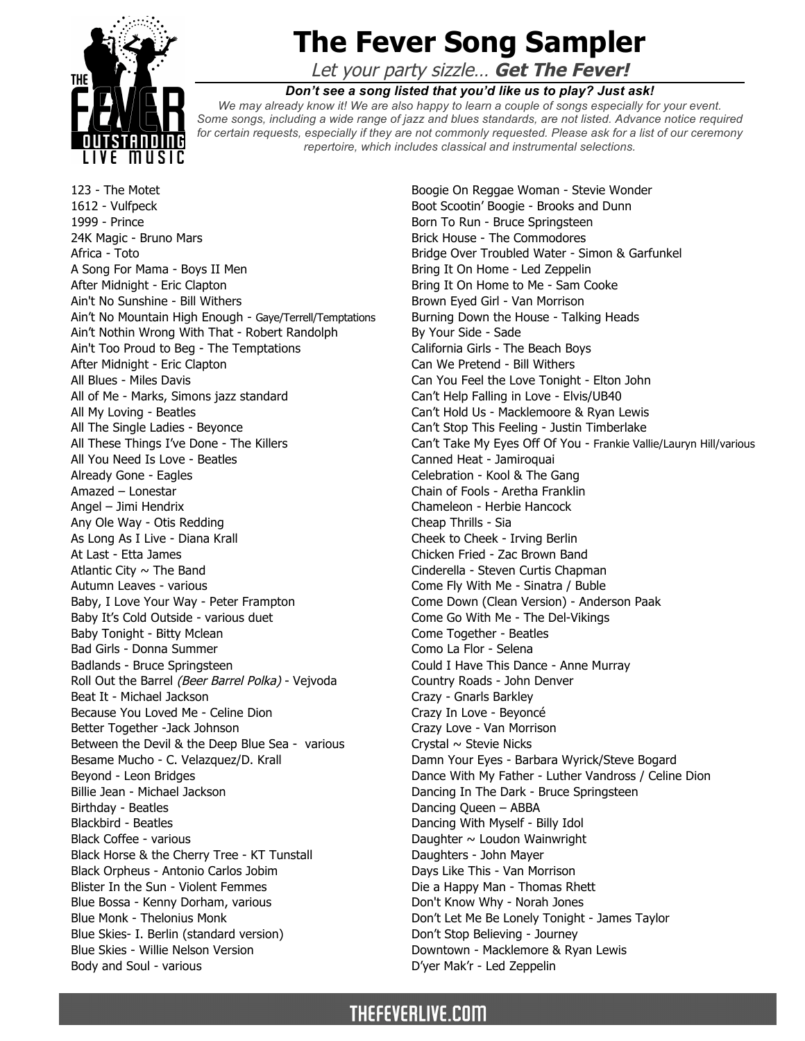# The Fever Song Sampler

*Let your party sizzle… **Get The Fever!***

***Don't see a song listed that you'd like us to play? Just ask!***

*We may already know it! We are also happy to learn a couple of songs especially for your event. Some songs, including a wide range of jazz and blues standards, are not listed. Advance notice required for certain requests, especially if they are not commonly requested. Please ask for a list of our ceremony repertoire, which includes classical and instrumental selections.*

123 - The Motet
1612 - Vulfpeck
1999 - Prince
24K Magic - Bruno Mars
Africa - Toto
A Song For Mama - Boys II Men
After Midnight - Eric Clapton
Ain't No Sunshine - Bill Withers
Ain't No Mountain High Enough - Gaye/Terrell/Temptations
Ain't Nothin Wrong With That - Robert Randolph
Ain't Too Proud to Beg - The Temptations
After Midnight - Eric Clapton
All Blues - Miles Davis
All of Me - Marks, Simons jazz standard
All My Loving - Beatles
All The Single Ladies - Beyonce
All These Things I've Done - The Killers
All You Need Is Love - Beatles
Already Gone - Eagles
Amazed – Lonestar
Angel – Jimi Hendrix
Any Ole Way - Otis Redding
As Long As I Live - Diana Krall
At Last - Etta James
Atlantic City ~ The Band
Autumn Leaves - various
Baby, I Love Your Way - Peter Frampton
Baby It's Cold Outside - various duet
Baby Tonight - Bitty Mclean
Bad Girls - Donna Summer
Badlands - Bruce Springsteen
Roll Out the Barrel *(Beer Barrel Polka)* - Vejvoda
Beat It - Michael Jackson
Because You Loved Me - Celine Dion
Better Together -Jack Johnson
Between the Devil & the Deep Blue Sea - various
Besame Mucho - C. Velazquez/D. Krall
Beyond - Leon Bridges
Billie Jean - Michael Jackson
Birthday - Beatles
Blackbird - Beatles
Black Coffee - various
Black Horse & the Cherry Tree - KT Tunstall
Black Orpheus - Antonio Carlos Jobim
Blister In the Sun - Violent Femmes
Blue Bossa - Kenny Dorham, various
Blue Monk - Thelonious Monk
Blue Skies- I. Berlin (standard version)
Blue Skies - Willie Nelson Version
Body and Soul - various
Boogie On Reggae Woman - Stevie Wonder
Boot Scootin' Boogie - Brooks and Dunn
Born To Run - Bruce Springsteen
Brick House - The Commodores
Bridge Over Troubled Water - Simon & Garfunkel
Bring It On Home - Led Zeppelin
Bring It On Home to Me - Sam Cooke
Brown Eyed Girl - Van Morrison
Burning Down the House - Talking Heads
By Your Side - Sade
California Girls - The Beach Boys
Can We Pretend - Bill Withers
Can You Feel the Love Tonight - Elton John
Can't Help Falling in Love - Elvis/UB40
Can't Hold Us - Macklemoore & Ryan Lewis
Can't Stop This Feeling - Justin Timberlake
Can't Take My Eyes Off Of You - Frankie Vallie/Lauryn Hill/various
Canned Heat - Jamiroquai
Celebration - Kool & The Gang
Chain of Fools - Aretha Franklin
Chameleon - Herbie Hancock
Cheap Thrills - Sia
Cheek to Cheek - Irving Berlin
Chicken Fried - Zac Brown Band
Cinderella - Steven Curtis Chapman
Come Fly With Me - Sinatra / Buble
Come Down (Clean Version) - Anderson Paak
Come Go With Me - The Del-Vikings
Come Together - Beatles
Como La Flor - Selena
Could I Have This Dance - Anne Murray
Country Roads - John Denver
Crazy - Gnarls Barkley
Crazy In Love - Beyoncé
Crazy Love - Van Morrison
Crystal ~ Stevie Nicks
Damn Your Eyes - Barbara Wyrick/Steve Bogard
Dance With My Father - Luther Vandross / Celine Dion
Dancing In The Dark - Bruce Springsteen
Dancing Queen – ABBA
Dancing With Myself - Billy Idol
Daughter ~ Loudon Wainwright
Daughters - John Mayer
Days Like This - Van Morrison
Die a Happy Man - Thomas Rhett
Don't Know Why - Norah Jones
Don't Let Me Be Lonely Tonight - James Taylor
Don't Stop Believing - Journey
Downtown - Macklemore & Ryan Lewis
D'yer Mak'r - Led Zeppelin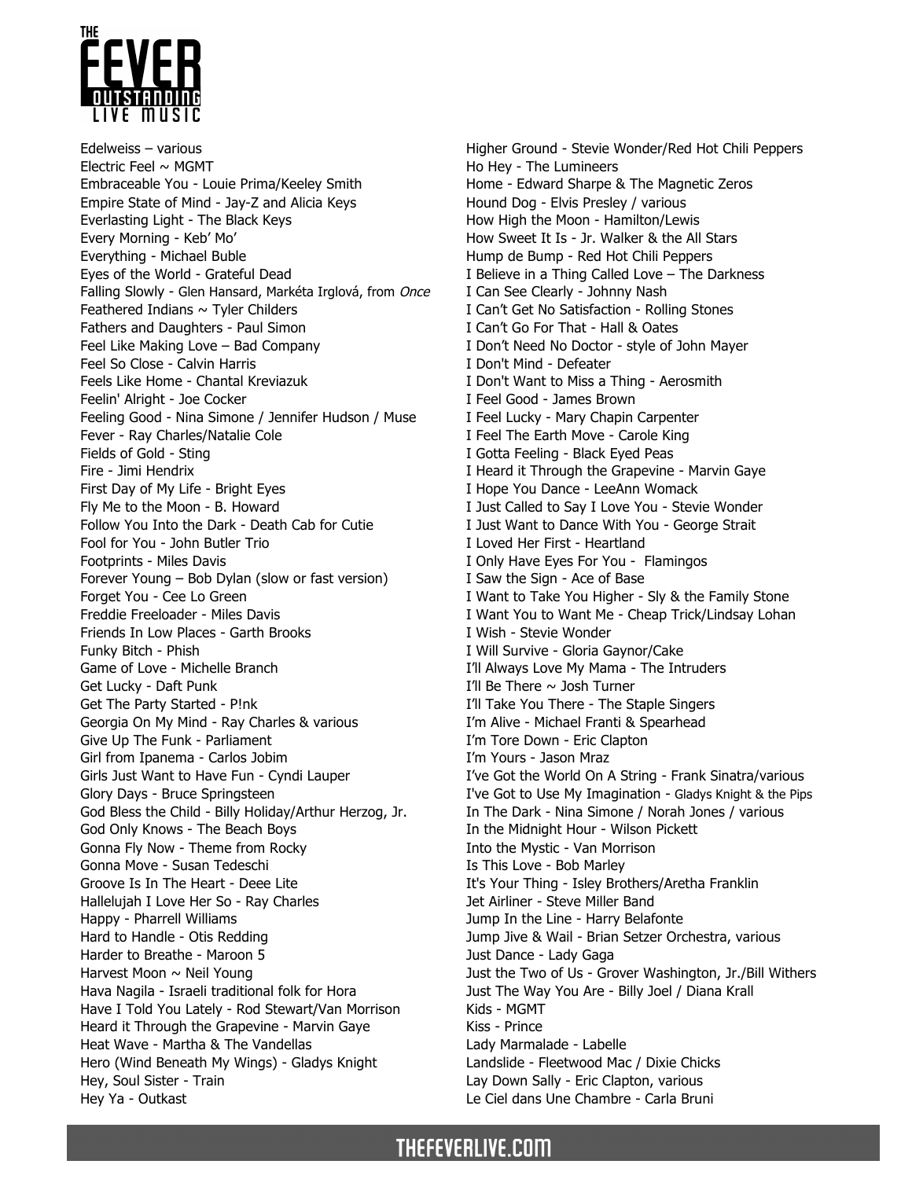Edelweiss – various
Electric Feel ~ MGMT
Embraceable You - Louie Prima/Keeley Smith
Empire State of Mind - Jay-Z and Alicia Keys
Everlasting Light - The Black Keys
Every Morning - Keb' Mo'
Everything - Michael Buble
Eyes of the World - Grateful Dead
Falling Slowly - Glen Hansard, Markéta Irglová, from *Once*
Feathered Indians ~ Tyler Childers
Fathers and Daughters - Paul Simon
Feel Like Making Love – Bad Company
Feel So Close - Calvin Harris
Feels Like Home - Chantal Kreviazuk
Feelin' Alright - Joe Cocker
Feeling Good - Nina Simone / Jennifer Hudson / Muse
Fever - Ray Charles/Natalie Cole
Fields of Gold - Sting
Fire - Jimi Hendrix
First Day of My Life - Bright Eyes
Fly Me to the Moon - B. Howard
Follow You Into the Dark - Death Cab for Cutie
Fool for You - John Butler Trio
Footprints - Miles Davis
Forever Young – Bob Dylan (slow or fast version)
Forget You - Cee Lo Green
Freddie Freeloader - Miles Davis
Friends In Low Places - Garth Brooks
Funky Bitch - Phish
Game of Love - Michelle Branch
Get Lucky - Daft Punk
Get The Party Started - P!nk
Georgia On My Mind - Ray Charles & various
Give Up The Funk - Parliament
Girl from Ipanema - Carlos Jobim
Girls Just Want to Have Fun - Cyndi Lauper
Glory Days - Bruce Springsteen
God Bless the Child - Billy Holiday/Arthur Herzog, Jr.
God Only Knows - The Beach Boys
Gonna Fly Now - Theme from Rocky
Gonna Move - Susan Tedeschi
Groove Is In The Heart - Deee Lite
Hallelujah I Love Her So - Ray Charles
Happy - Pharrell Williams
Hard to Handle - Otis Redding
Harder to Breathe - Maroon 5
Harvest Moon ~ Neil Young
Hava Nagila - Israeli traditional folk for Hora
Have I Told You Lately - Rod Stewart/Van Morrison
Heard it Through the Grapevine - Marvin Gaye
Heat Wave - Martha & The Vandellas
Hero (Wind Beneath My Wings) - Gladys Knight
Hey, Soul Sister - Train
Hey Ya - Outkast
Higher Ground - Stevie Wonder/Red Hot Chili Peppers
Ho Hey - The Lumineers
Home - Edward Sharpe & The Magnetic Zeros
Hound Dog - Elvis Presley / various
How High the Moon - Hamilton/Lewis
How Sweet It Is - Jr. Walker & the All Stars
Hump de Bump - Red Hot Chili Peppers
I Believe in a Thing Called Love – The Darkness
I Can See Clearly - Johnny Nash
I Can't Get No Satisfaction - Rolling Stones
I Can't Go For That - Hall & Oates
I Don't Need No Doctor - style of John Mayer
I Don't Mind - Defeater
I Don't Want to Miss a Thing - Aerosmith
I Feel Good - James Brown
I Feel Lucky - Mary Chapin Carpenter
I Feel The Earth Move - Carole King
I Gotta Feeling - Black Eyed Peas
I Heard it Through the Grapevine - Marvin Gaye
I Hope You Dance - LeeAnn Womack
I Just Called to Say I Love You - Stevie Wonder
I Just Want to Dance With You - George Strait
I Loved Her First - Heartland
I Only Have Eyes For You - Flamingos
I Saw the Sign - Ace of Base
I Want to Take You Higher - Sly & the Family Stone
I Want You to Want Me - Cheap Trick/Lindsay Lohan
I Wish - Stevie Wonder
I Will Survive - Gloria Gaynor/Cake
I'll Always Love My Mama - The Intruders
I'll Be There ~ Josh Turner
I'll Take You There - The Staple Singers
I'm Alive - Michael Franti & Spearhead
I'm Tore Down - Eric Clapton
I'm Yours - Jason Mraz
I've Got the World On A String - Frank Sinatra/various
I've Got to Use My Imagination - Gladys Knight & the Pips
In The Dark - Nina Simone / Norah Jones / various
In the Midnight Hour - Wilson Pickett
Into the Mystic - Van Morrison
Is This Love - Bob Marley
It's Your Thing - Isley Brothers/Aretha Franklin
Jet Airliner - Steve Miller Band
Jump In the Line - Harry Belafonte
Jump Jive & Wail - Brian Setzer Orchestra, various
Just Dance - Lady Gaga
Just the Two of Us - Grover Washington, Jr./Bill Withers
Just The Way You Are - Billy Joel / Diana Krall
Kids - MGMT
Kiss - Prince
Lady Marmalade - Labelle
Landslide - Fleetwood Mac / Dixie Chicks
Lay Down Sally - Eric Clapton, various
Le Ciel dans Une Chambre - Carla Bruni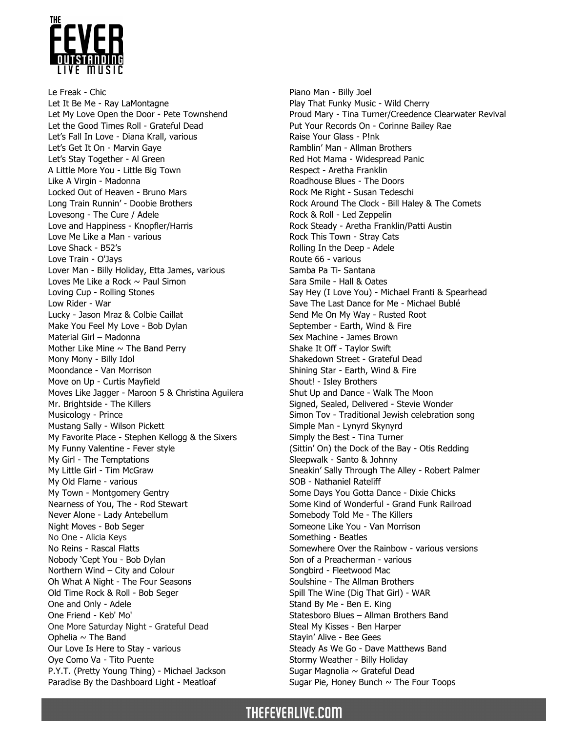Le Freak - Chic
Let It Be Me - Ray LaMontagne
Let My Love Open the Door - Pete Townshend
Let the Good Times Roll - Grateful Dead
Let's Fall In Love - Diana Krall, various
Let's Get It On - Marvin Gaye
Let's Stay Together - Al Green
A Little More You - Little Big Town
Like A Virgin - Madonna
Locked Out of Heaven - Bruno Mars
Long Train Runnin' - Doobie Brothers
Lovesong - The Cure / Adele
Love and Happiness - Knopfler/Harris
Love Me Like a Man - various
Love Shack - B52's
Love Train - O'Jays
Lover Man - Billy Holiday, Etta James, various
Loves Me Like a Rock ~ Paul Simon
Loving Cup - Rolling Stones
Low Rider - War
Lucky - Jason Mraz & Colbie Caillat
Make You Feel My Love - Bob Dylan
Material Girl – Madonna
Mother Like Mine ~ The Band Perry
Mony Mony - Billy Idol
Moondance - Van Morrison
Move on Up - Curtis Mayfield
Moves Like Jagger - Maroon 5 & Christina Aguilera
Mr. Brightside - The Killers
Musicology - Prince
Mustang Sally - Wilson Pickett
My Favorite Place - Stephen Kellogg & the Sixers
My Funny Valentine - Fever style
My Girl - The Temptations
My Little Girl - Tim McGraw
My Old Flame - various
My Town - Montgomery Gentry
Nearness of You, The - Rod Stewart
Never Alone - Lady Antebellum
Night Moves - Bob Seger
No One - Alicia Keys
No Reins - Rascal Flatts
Nobody 'Cept You - Bob Dylan
Northern Wind – City and Colour
Oh What A Night - The Four Seasons
Old Time Rock & Roll - Bob Seger
One and Only - Adele
One Friend - Keb' Mo'
One More Saturday Night - Grateful Dead
Ophelia ~ The Band
Our Love Is Here to Stay - various
Oye Como Va - Tito Puente
P.Y.T. (Pretty Young Thing) - Michael Jackson
Paradise By the Dashboard Light - Meatloaf
Piano Man - Billy Joel
Play That Funky Music - Wild Cherry
Proud Mary - Tina Turner/Creedence Clearwater Revival
Put Your Records On - Corinne Bailey Rae
Raise Your Glass - P!nk
Ramblin' Man - Allman Brothers
Red Hot Mama - Widespread Panic
Respect - Aretha Franklin
Roadhouse Blues - The Doors
Rock Me Right - Susan Tedeschi
Rock Around The Clock - Bill Haley & The Comets
Rock & Roll - Led Zeppelin
Rock Steady - Aretha Franklin/Patti Austin
Rock This Town - Stray Cats
Rolling In the Deep - Adele
Route 66 - various
Samba Pa Ti- Santana
Sara Smile - Hall & Oates
Say Hey (I Love You) - Michael Franti & Spearhead
Save The Last Dance for Me - Michael Bublé
Send Me On My Way - Rusted Root
September - Earth, Wind & Fire
Sex Machine - James Brown
Shake It Off - Taylor Swift
Shakedown Street - Grateful Dead
Shining Star - Earth, Wind & Fire
Shout! - Isley Brothers
Shut Up and Dance - Walk The Moon
Signed, Sealed, Delivered - Stevie Wonder
Simon Tov - Traditional Jewish celebration song
Simple Man - Lynyrd Skynyrd
Simply the Best - Tina Turner
(Sittin' On) the Dock of the Bay - Otis Redding
Sleepwalk - Santo & Johnny
Sneakin' Sally Through The Alley - Robert Palmer
SOB - Nathaniel Rateliff
Some Days You Gotta Dance - Dixie Chicks
Some Kind of Wonderful - Grand Funk Railroad
Somebody Told Me - The Killers
Someone Like You - Van Morrison
Something - Beatles
Somewhere Over the Rainbow - various versions
Son of a Preacherman - various
Songbird - Fleetwood Mac
Soulshine - The Allman Brothers
Spill The Wine (Dig That Girl) - WAR
Stand By Me - Ben E. King
Statesboro Blues – Allman Brothers Band
Steal My Kisses - Ben Harper
Stayin' Alive - Bee Gees
Steady As We Go - Dave Matthews Band
Stormy Weather - Billy Holiday
Sugar Magnolia ~ Grateful Dead
Sugar Pie, Honey Bunch ~ The Four Toops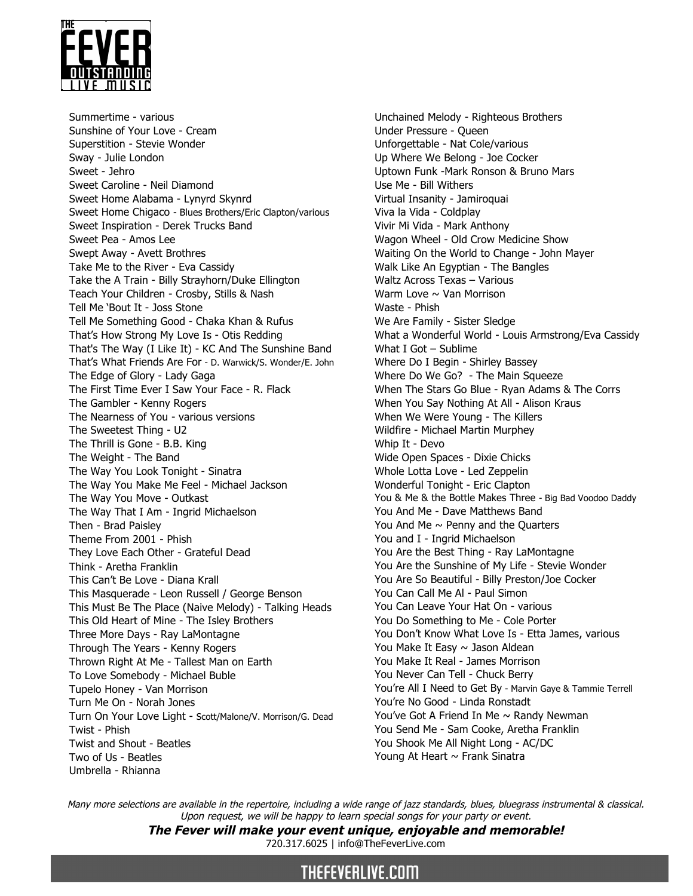Summertime - various
Sunshine of Your Love - Cream
Superstition - Stevie Wonder
Sway - Julie London
Sweet - Jehro
Sweet Caroline - Neil Diamond
Sweet Home Alabama - Lynyrd Skynrd
Sweet Home Chigaco - Blues Brothers/Eric Clapton/various
Sweet Inspiration - Derek Trucks Band
Sweet Pea - Amos Lee
Swept Away - Avett Brothres
Take Me to the River - Eva Cassidy
Take the A Train - Billy Strayhorn/Duke Ellington
Teach Your Children - Crosby, Stills & Nash
Tell Me 'Bout It - Joss Stone
Tell Me Something Good - Chaka Khan & Rufus
That's How Strong My Love Is - Otis Redding
That's The Way (I Like It) - KC And The Sunshine Band
That's What Friends Are For - D. Warwick/S. Wonder/E. John
The Edge of Glory - Lady Gaga
The First Time Ever I Saw Your Face - R. Flack
The Gambler - Kenny Rogers
The Nearness of You - various versions
The Sweetest Thing - U2
The Thrill is Gone - B.B. King
The Weight - The Band
The Way You Look Tonight - Sinatra
The Way You Make Me Feel - Michael Jackson
The Way You Move - Outkast
The Way That I Am - Ingrid Michaelson
Then - Brad Paisley
Theme From 2001 - Phish
They Love Each Other - Grateful Dead
Think - Aretha Franklin
This Can't Be Love - Diana Krall
This Masquerade - Leon Russell / George Benson
This Must Be The Place (Naive Melody) - Talking Heads
This Old Heart of Mine - The Isley Brothers
Three More Days - Ray LaMontagne
Through The Years - Kenny Rogers
Thrown Right At Me - Tallest Man on Earth
To Love Somebody - Michael Buble
Tupelo Honey - Van Morrison
Turn Me On - Norah Jones
Turn On Your Love Light - Scott/Malone/V. Morrison/G. Dead
Twist - Phish
Twist and Shout - Beatles
Two of Us - Beatles
Umbrella - Rhianna
Unchained Melody - Righteous Brothers
Under Pressure - Queen
Unforgettable - Nat Cole/various
Up Where We Belong - Joe Cocker
Uptown Funk -Mark Ronson & Bruno Mars
Use Me - Bill Withers
Virtual Insanity - Jamiroquai
Viva la Vida - Coldplay
Vivir Mi Vida - Mark Anthony
Wagon Wheel - Old Crow Medicine Show
Waiting On the World to Change - John Mayer
Walk Like An Egyptian - The Bangles
Waltz Across Texas – Various
Warm Love ~ Van Morrison
Waste - Phish
We Are Family - Sister Sledge
What a Wonderful World - Louis Armstrong/Eva Cassidy
What I Got – Sublime
Where Do I Begin - Shirley Bassey
Where Do We Go? - The Main Squeeze
When The Stars Go Blue - Ryan Adams & The Corrs
When You Say Nothing At All - Alison Kraus
When We Were Young - The Killers
Wildfire - Michael Martin Murphey
Whip It - Devo
Wide Open Spaces - Dixie Chicks
Whole Lotta Love - Led Zeppelin
Wonderful Tonight - Eric Clapton
You & Me & the Bottle Makes Three - Big Bad Voodoo Daddy
You And Me - Dave Matthews Band
You And Me ~ Penny and the Quarters
You and I - Ingrid Michaelson
You Are the Best Thing - Ray LaMontagne
You Are the Sunshine of My Life - Stevie Wonder
You Are So Beautiful - Billy Preston/Joe Cocker
You Can Call Me Al - Paul Simon
You Can Leave Your Hat On - various
You Do Something to Me - Cole Porter
You Don't Know What Love Is - Etta James, various
You Make It Easy ~ Jason Aldean
You Make It Real - James Morrison
You Never Can Tell - Chuck Berry
You're All I Need to Get By - Marvin Gaye & Tammie Terrell
You're No Good - Linda Ronstadt
You've Got A Friend In Me ~ Randy Newman
You Send Me - Sam Cooke, Aretha Franklin
You Shook Me All Night Long - AC/DC
Young At Heart ~ Frank Sinatra

*Many more selections are available in the repertoire, including a wide range of jazz standards, blues, bluegrass instrumental & classical. Upon request, we will be happy to learn special songs for your party or event.*

***The Fever will make your event unique, enjoyable and memorable!***

720.317.6025 | info@TheFeverLive.com

THEFEVERLIVE.COM